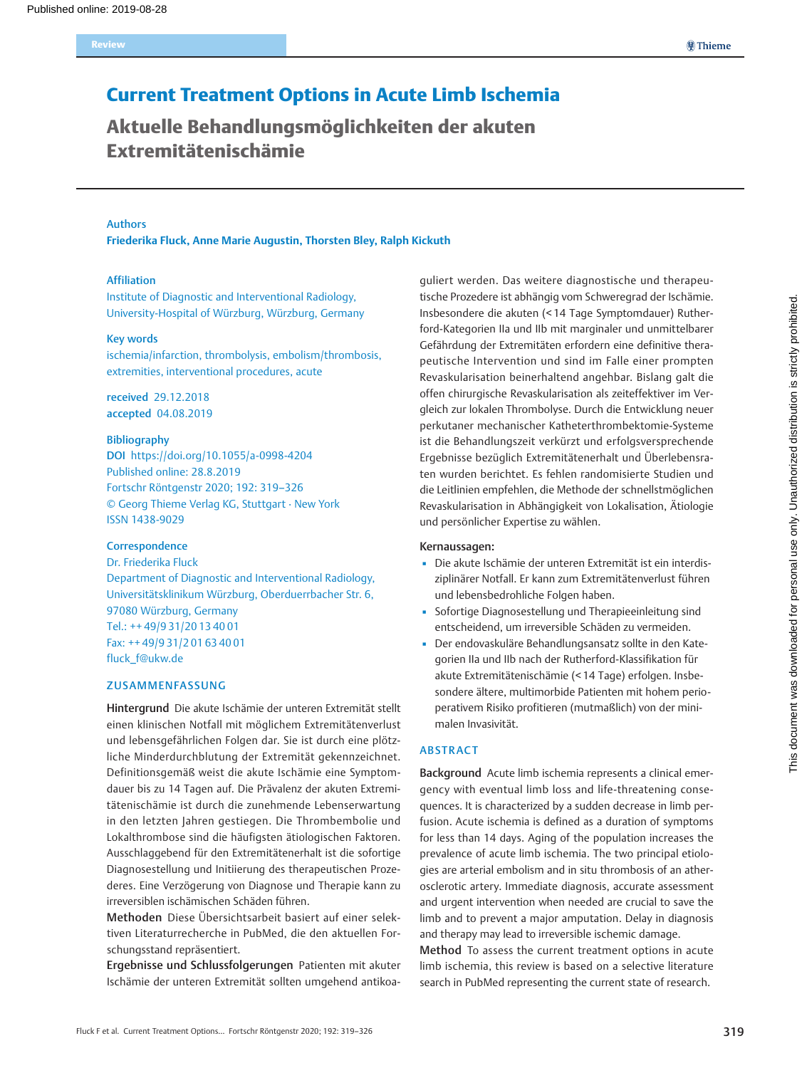# Current Treatment Options in Acute Limb Ischemia

## Aktuelle Behandlungsmöglichkeiten der akuten Extremitätenischämie

**Authors**

**Friederika Fluck, Anne Marie Augustin, Thorsten Bley, Ralph Kickuth**

**Affiliation**

Institute of Diagnostic and Interventional Radiology, University-Hospital of Würzburg, Würzburg, Germany

**Key words**

ischemia/infarction, thrombolysis, embolism/thrombosis, extremities, interventional procedures, acute

**received** 29.12.2018
**accepted** 04.08.2019

**Bibliography**

**DOI** https://doi.org/10.1055/a-0998-4204
Published online: 28.8.2019
Fortschr Röntgenstr 2020; 192: 319–326
© Georg Thieme Verlag KG, Stuttgart · New York
ISSN 1438-9029

**Correspondence**

Dr. Friederika Fluck
Department of Diagnostic and Interventional Radiology, Universitätsklinikum Würzburg, Oberduerrbacher Str. 6, 97080 Würzburg, Germany
Tel.: ++ 49/9 31/20 13 40 01
Fax: ++ 49/9 31/2 01 63 40 01
fluck_f@ukw.de

## ZUSAMMENFASSUNG

**Hintergrund** Die akute Ischämie der unteren Extremität stellt einen klinischen Notfall mit möglichem Extremitätenverlust und lebensgefährlichen Folgen dar. Sie ist durch eine plötzliche Minderdurchblutung der Extremität gekennzeichnet. Definitionsgemäß weist die akute Ischämie eine Symptomdauer bis zu 14 Tagen auf. Die Prävalenz der akuten Extremitätenischämie ist durch die zunehmende Lebenserwartung in den letzten Jahren gestiegen. Die Thrombembolie und Lokalthrombose sind die häufigsten ätiologischen Faktoren. Ausschlaggebend für den Extremitätenerhalt ist die sofortige Diagnosestellung und Initiierung des therapeutischen Prozederes. Eine Verzögerung von Diagnose und Therapie kann zu irreversiblen ischämischen Schäden führen.

**Methoden** Diese Übersichtsarbeit basiert auf einer selektiven Literaturrecherche in PubMed, die den aktuellen Forschungsstand repräsentiert.

**Ergebnisse und Schlussfolgerungen** Patienten mit akuter Ischämie der unteren Extremität sollten umgehend antikoaguliert werden. Das weitere diagnostische und therapeutische Prozedere ist abhängig vom Schweregrad der Ischämie. Insbesondere die akuten (< 14 Tage Symptomdauer) Rutherford-Kategorien IIa und IIb mit marginaler und unmittelbarer Gefährdung der Extremitäten erfordern eine definitive therapeutische Intervention und sind im Falle einer prompten Revaskularisation beinerhaltend angehbar. Bislang galt die offen chirurgische Revaskularisation als zeiteffektiver im Vergleich zur lokalen Thrombolyse. Durch die Entwicklung neuer perkutaner mechanischer Katheterthrombektomie-Systeme ist die Behandlungszeit verkürzt und erfolgsversprechende Ergebnisse bezüglich Extremitätenerhalt und Überlebensraten wurden berichtet. Es fehlen randomisierte Studien und die Leitlinien empfehlen, die Methode der schnellstmöglichen Revaskularisation in Abhängigkeit von Lokalisation, Ätiologie und persönlicher Expertise zu wählen.

**Kernaussagen:**

- Die akute Ischämie der unteren Extremität ist ein interdisziplinärer Notfall. Er kann zum Extremitätenverlust führen und lebensbedrohliche Folgen haben.
- Sofortige Diagnosestellung und Therapieeinleitung sind entscheidend, um irreversible Schäden zu vermeiden.
- Der endovaskuläre Behandlungsansatz sollte in den Kategorien IIa und IIb nach der Rutherford-Klassifikation für akute Extremitätenischämie (< 14 Tage) erfolgen. Insbesondere ältere, multimorbide Patienten mit hohem perioperativem Risiko profitieren (mutmaßlich) von der minimalen Invasivität.

## ABSTRACT

**Background** Acute limb ischemia represents a clinical emergency with eventual limb loss and life-threatening consequences. It is characterized by a sudden decrease in limb perfusion. Acute ischemia is defined as a duration of symptoms for less than 14 days. Aging of the population increases the prevalence of acute limb ischemia. The two principal etiologies are arterial embolism and in situ thrombosis of an atherosclerotic artery. Immediate diagnosis, accurate assessment and urgent intervention when needed are crucial to save the limb and to prevent a major amputation. Delay in diagnosis and therapy may lead to irreversible ischemic damage.

**Method** To assess the current treatment options in acute limb ischemia, this review is based on a selective literature search in PubMed representing the current state of research.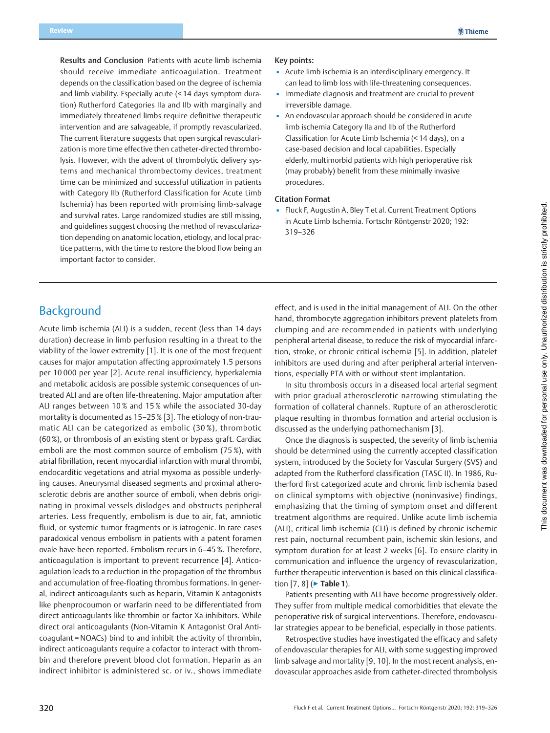**Results and Conclusion** Patients with acute limb ischemia should receive immediate anticoagulation. Treatment depends on the classification based on the degree of ischemia and limb viability. Especially acute (< 14 days symptom duration) Rutherford Categories IIa and IIb with marginally and immediately threatened limbs require definitive therapeutic intervention and are salvageable, if promptly revascularized. The current literature suggests that open surgical revascularization is more time effective then catheter-directed thrombolysis. However, with the advent of thrombolytic delivery systems and mechanical thrombectomy devices, treatment time can be minimized and successful utilization in patients with Category IIb (Rutherford Classification for Acute Limb Ischemia) has been reported with promising limb-salvage and survival rates. Large randomized studies are still missing, and guidelines suggest choosing the method of revascularization depending on anatomic location, etiology, and local practice patterns, with the time to restore the blood flow being an important factor to consider.

**Key points:**

- Acute limb ischemia is an interdisciplinary emergency. It can lead to limb loss with life-threatening consequences.
- Immediate diagnosis and treatment are crucial to prevent irreversible damage.
- An endovascular approach should be considered in acute limb ischemia Category IIa and IIb of the Rutherford Classification for Acute Limb Ischemia (< 14 days), on a case-based decision and local capabilities. Especially elderly, multimorbid patients with high perioperative risk (may probably) benefit from these minimally invasive procedures.

**Citation Format**

- Fluck F, Augustin A, Bley T et al. Current Treatment Options in Acute Limb Ischemia. Fortschr Röntgenstr 2020; 192: 319–326

## Background

Acute limb ischemia (ALI) is a sudden, recent (less than 14 days duration) decrease in limb perfusion resulting in a threat to the viability of the lower extremity [1]. It is one of the most frequent causes for major amputation affecting approximately 1.5 persons per 10 000 per year [2]. Acute renal insufficiency, hyperkalemia and metabolic acidosis are possible systemic consequences of untreated ALI and are often life-threatening. Major amputation after ALI ranges between 10 % and 15 % while the associated 30-day mortality is documented as 15–25 % [3]. The etiology of non-traumatic ALI can be categorized as embolic (30 %), thrombotic (60 %), or thrombosis of an existing stent or bypass graft. Cardiac emboli are the most common source of embolism (75 %), with atrial fibrillation, recent myocardial infarction with mural thrombi, endocarditic vegetations and atrial myxoma as possible underlying causes. Aneurysmal diseased segments and proximal atherosclerotic debris are another source of emboli, when debris originating in proximal vessels dislodges and obstructs peripheral arteries. Less frequently, embolism is due to air, fat, amniotic fluid, or systemic tumor fragments or is iatrogenic. In rare cases paradoxical venous embolism in patients with a patent foramen ovale have been reported. Embolism recurs in 6–45 %. Therefore, anticoagulation is important to prevent recurrence [4]. Anticoagulation leads to a reduction in the propagation of the thrombus and accumulation of free-floating thrombus formations. In general, indirect anticoagulants such as heparin, Vitamin K antagonists like phenprocoumon or warfarin need to be differentiated from direct anticoagulants like thrombin or factor Xa inhibitors. While direct oral anticoagulants (Non-Vitamin K Antagonist Oral Anticoagulant = NOACs) bind to and inhibit the activity of thrombin, indirect anticoagulants require a cofactor to interact with thrombin and therefore prevent blood clot formation. Heparin as an indirect inhibitor is administered sc. or iv., shows immediate effect, and is used in the initial management of ALI. On the other hand, thrombocyte aggregation inhibitors prevent platelets from clumping and are recommended in patients with underlying peripheral arterial disease, to reduce the risk of myocardial infarction, stroke, or chronic critical ischemia [5]. In addition, platelet inhibitors are used during and after peripheral arterial interventions, especially PTA with or without stent implantation.

In situ thrombosis occurs in a diseased local arterial segment with prior gradual atherosclerotic narrowing stimulating the formation of collateral channels. Rupture of an atherosclerotic plaque resulting in thrombus formation and arterial occlusion is discussed as the underlying pathomechanism [3].

Once the diagnosis is suspected, the severity of limb ischemia should be determined using the currently accepted classification system, introduced by the Society for Vascular Surgery (SVS) and adapted from the Rutherford classification (TASC II). In 1986, Rutherford first categorized acute and chronic limb ischemia based on clinical symptoms with objective (noninvasive) findings, emphasizing that the timing of symptom onset and different treatment algorithms are required. Unlike acute limb ischemia (ALI), critical limb ischemia (CLI) is defined by chronic ischemic rest pain, nocturnal recumbent pain, ischemic skin lesions, and symptom duration for at least 2 weeks [6]. To ensure clarity in communication and influence the urgency of revascularization, further therapeutic intervention is based on this clinical classification [7, 8] (► **Table 1**).

Patients presenting with ALI have become progressively older. They suffer from multiple medical comorbidities that elevate the perioperative risk of surgical interventions. Therefore, endovascular strategies appear to be beneficial, especially in those patients.

Retrospective studies have investigated the efficacy and safety of endovascular therapies for ALI, with some suggesting improved limb salvage and mortality [9, 10]. In the most recent analysis, endovascular approaches aside from catheter-directed thrombolysis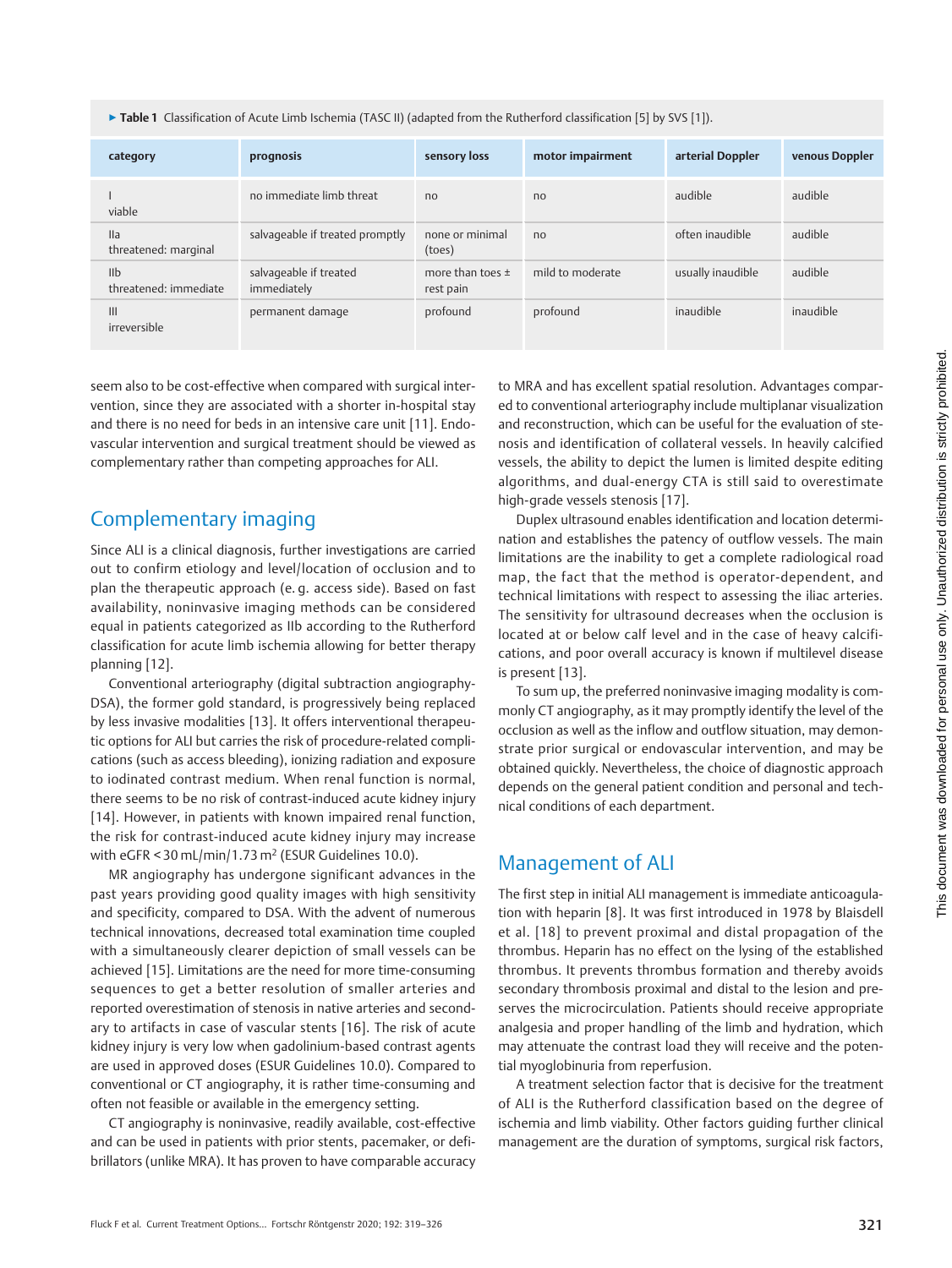▶ **Table 1** Classification of Acute Limb Ischemia (TASC II) (adapted from the Rutherford classification [5] by SVS [1]).

| category | prognosis | sensory loss | motor impairment | arterial Doppler | venous Doppler |
|---|---|---|---|---|---|
| I<br>viable | no immediate limb threat | no | no | audible | audible |
| IIa<br>threatened: marginal | salvageable if treated promptly | none or minimal (toes) | no | often inaudible | audible |
| IIb<br>threatened: immediate | salvageable if treated immediately | more than toes ± rest pain | mild to moderate | usually inaudible | audible |
| III<br>irreversible | permanent damage | profound | profound | inaudible | inaudible |

seem also to be cost-effective when compared with surgical intervention, since they are associated with a shorter in-hospital stay and there is no need for beds in an intensive care unit [11]. Endovascular intervention and surgical treatment should be viewed as complementary rather than competing approaches for ALI.

## Complementary imaging

Since ALI is a clinical diagnosis, further investigations are carried out to confirm etiology and level/location of occlusion and to plan the therapeutic approach (e. g. access side). Based on fast availability, noninvasive imaging methods can be considered equal in patients categorized as IIb according to the Rutherford classification for acute limb ischemia allowing for better therapy planning [12].

Conventional arteriography (digital subtraction angiography-DSA), the former gold standard, is progressively being replaced by less invasive modalities [13]. It offers interventional therapeutic options for ALI but carries the risk of procedure-related complications (such as access bleeding), ionizing radiation and exposure to iodinated contrast medium. When renal function is normal, there seems to be no risk of contrast-induced acute kidney injury [14]. However, in patients with known impaired renal function, the risk for contrast-induced acute kidney injury may increase with eGFR < 30 mL/min/1.73 $m^2$ (ESUR Guidelines 10.0).

MR angiography has undergone significant advances in the past years providing good quality images with high sensitivity and specificity, compared to DSA. With the advent of numerous technical innovations, decreased total examination time coupled with a simultaneously clearer depiction of small vessels can be achieved [15]. Limitations are the need for more time-consuming sequences to get a better resolution of smaller arteries and reported overestimation of stenosis in native arteries and secondary to artifacts in case of vascular stents [16]. The risk of acute kidney injury is very low when gadolinium-based contrast agents are used in approved doses (ESUR Guidelines 10.0). Compared to conventional or CT angiography, it is rather time-consuming and often not feasible or available in the emergency setting.

CT angiography is noninvasive, readily available, cost-effective and can be used in patients with prior stents, pacemaker, or defibrillators (unlike MRA). It has proven to have comparable accuracy to MRA and has excellent spatial resolution. Advantages compared to conventional arteriography include multiplanar visualization and reconstruction, which can be useful for the evaluation of stenosis and identification of collateral vessels. In heavily calcified vessels, the ability to depict the lumen is limited despite editing algorithms, and dual-energy CTA is still said to overestimate high-grade vessels stenosis [17].

Duplex ultrasound enables identification and location determination and establishes the patency of outflow vessels. The main limitations are the inability to get a complete radiological road map, the fact that the method is operator-dependent, and technical limitations with respect to assessing the iliac arteries. The sensitivity for ultrasound decreases when the occlusion is located at or below calf level and in the case of heavy calcifications, and poor overall accuracy is known if multilevel disease is present [13].

To sum up, the preferred noninvasive imaging modality is commonly CT angiography, as it may promptly identify the level of the occlusion as well as the inflow and outflow situation, may demonstrate prior surgical or endovascular intervention, and may be obtained quickly. Nevertheless, the choice of diagnostic approach depends on the general patient condition and personal and technical conditions of each department.

## Management of ALI

The first step in initial ALI management is immediate anticoagulation with heparin [8]. It was first introduced in 1978 by Blaisdell et al. [18] to prevent proximal and distal propagation of the thrombus. Heparin has no effect on the lysing of the established thrombus. It prevents thrombus formation and thereby avoids secondary thrombosis proximal and distal to the lesion and preserves the microcirculation. Patients should receive appropriate analgesia and proper handling of the limb and hydration, which may attenuate the contrast load they will receive and the potential myoglobinuria from reperfusion.

A treatment selection factor that is decisive for the treatment of ALI is the Rutherford classification based on the degree of ischemia and limb viability. Other factors guiding further clinical management are the duration of symptoms, surgical risk factors,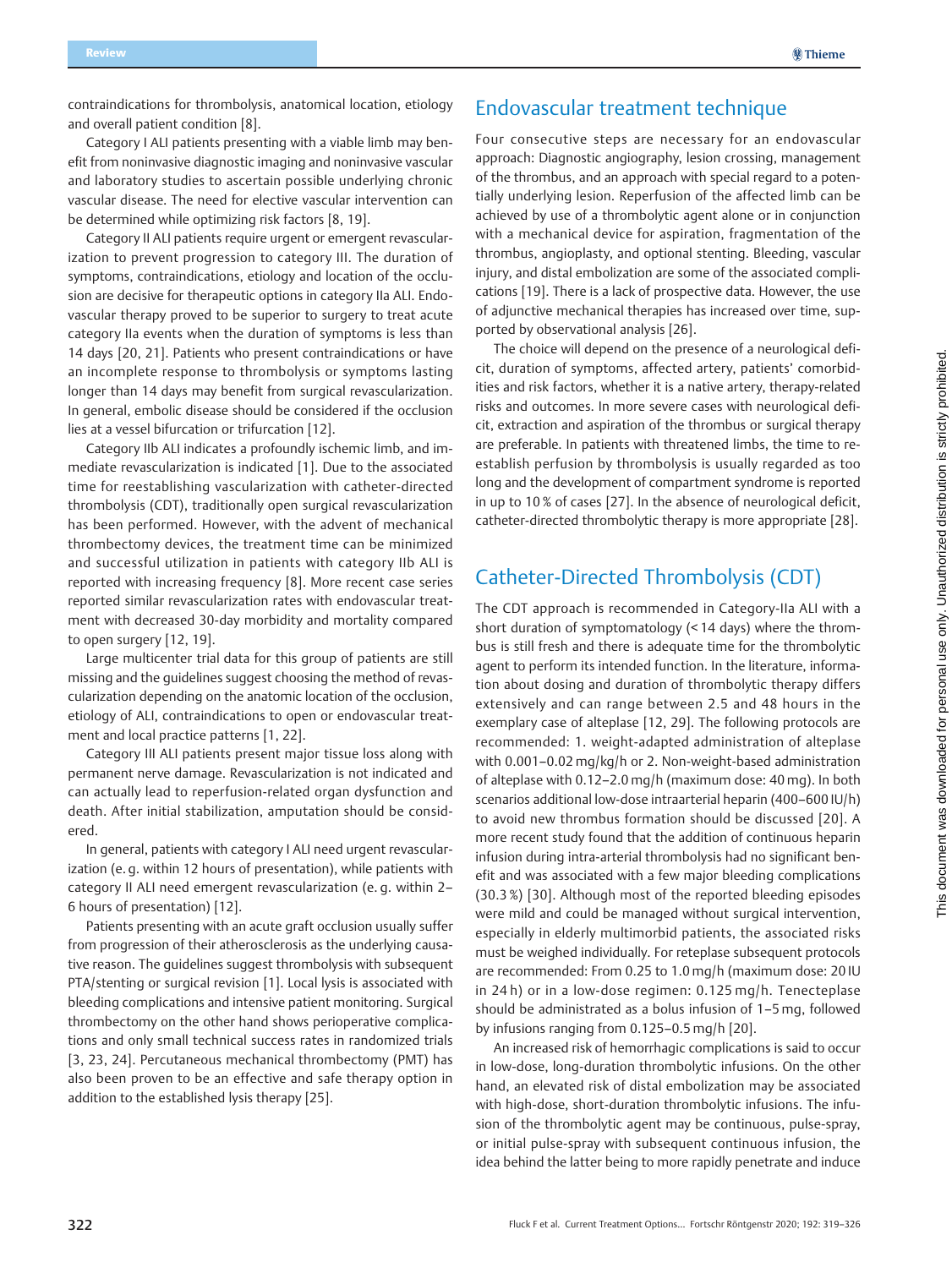contraindications for thrombolysis, anatomical location, etiology and overall patient condition [8].

Category I ALI patients presenting with a viable limb may benefit from noninvasive diagnostic imaging and noninvasive vascular and laboratory studies to ascertain possible underlying chronic vascular disease. The need for elective vascular intervention can be determined while optimizing risk factors [8, 19].

Category II ALI patients require urgent or emergent revascularization to prevent progression to category III. The duration of symptoms, contraindications, etiology and location of the occlusion are decisive for therapeutic options in category IIa ALI. Endovascular therapy proved to be superior to surgery to treat acute category IIa events when the duration of symptoms is less than 14 days [20, 21]. Patients who present contraindications or have an incomplete response to thrombolysis or symptoms lasting longer than 14 days may benefit from surgical revascularization. In general, embolic disease should be considered if the occlusion lies at a vessel bifurcation or trifurcation [12].

Category IIb ALI indicates a profoundly ischemic limb, and immediate revascularization is indicated [1]. Due to the associated time for reestablishing vascularization with catheter-directed thrombolysis (CDT), traditionally open surgical revascularization has been performed. However, with the advent of mechanical thrombectomy devices, the treatment time can be minimized and successful utilization in patients with category IIb ALI is reported with increasing frequency [8]. More recent case series reported similar revascularization rates with endovascular treatment with decreased 30-day morbidity and mortality compared to open surgery [12, 19].

Large multicenter trial data for this group of patients are still missing and the guidelines suggest choosing the method of revascularization depending on the anatomic location of the occlusion, etiology of ALI, contraindications to open or endovascular treatment and local practice patterns [1, 22].

Category III ALI patients present major tissue loss along with permanent nerve damage. Revascularization is not indicated and can actually lead to reperfusion-related organ dysfunction and death. After initial stabilization, amputation should be considered.

In general, patients with category I ALI need urgent revascularization (e. g. within 12 hours of presentation), while patients with category II ALI need emergent revascularization (e. g. within 2–6 hours of presentation) [12].

Patients presenting with an acute graft occlusion usually suffer from progression of their atherosclerosis as the underlying causative reason. The guidelines suggest thrombolysis with subsequent PTA/stenting or surgical revision [1]. Local lysis is associated with bleeding complications and intensive patient monitoring. Surgical thrombectomy on the other hand shows perioperative complications and only small technical success rates in randomized trials [3, 23, 24]. Percutaneous mechanical thrombectomy (PMT) has also been proven to be an effective and safe therapy option in addition to the established lysis therapy [25].

## Endovascular treatment technique

Four consecutive steps are necessary for an endovascular approach: Diagnostic angiography, lesion crossing, management of the thrombus, and an approach with special regard to a potentially underlying lesion. Reperfusion of the affected limb can be achieved by use of a thrombolytic agent alone or in conjunction with a mechanical device for aspiration, fragmentation of the thrombus, angioplasty, and optional stenting. Bleeding, vascular injury, and distal embolization are some of the associated complications [19]. There is a lack of prospective data. However, the use of adjunctive mechanical therapies has increased over time, supported by observational analysis [26].

The choice will depend on the presence of a neurological deficit, duration of symptoms, affected artery, patients' comorbidities and risk factors, whether it is a native artery, therapy-related risks and outcomes. In more severe cases with neurological deficit, extraction and aspiration of the thrombus or surgical therapy are preferable. In patients with threatened limbs, the time to reestablish perfusion by thrombolysis is usually regarded as too long and the development of compartment syndrome is reported in up to 10 % of cases [27]. In the absence of neurological deficit, catheter-directed thrombolytic therapy is more appropriate [28].

## Catheter-Directed Thrombolysis (CDT)

The CDT approach is recommended in Category-IIa ALI with a short duration of symptomatology (< 14 days) where the thrombus is still fresh and there is adequate time for the thrombolytic agent to perform its intended function. In the literature, information about dosing and duration of thrombolytic therapy differs extensively and can range between 2.5 and 48 hours in the exemplary case of alteplase [12, 29]. The following protocols are recommended: 1. weight-adapted administration of alteplase with 0.001–0.02 mg/kg/h or 2. Non-weight-based administration of alteplase with 0.12–2.0 mg/h (maximum dose: 40 mg). In both scenarios additional low-dose intraarterial heparin (400–600 IU/h) to avoid new thrombus formation should be discussed [20]. A more recent study found that the addition of continuous heparin infusion during intra-arterial thrombolysis had no significant benefit and was associated with a few major bleeding complications (30.3 %) [30]. Although most of the reported bleeding episodes were mild and could be managed without surgical intervention, especially in elderly multimorbid patients, the associated risks must be weighed individually. For reteplase subsequent protocols are recommended: From 0.25 to 1.0 mg/h (maximum dose: 20 IU in 24 h) or in a low-dose regimen: 0.125 mg/h. Tenecteplase should be administrated as a bolus infusion of 1–5 mg, followed by infusions ranging from 0.125–0.5 mg/h [20].

An increased risk of hemorrhagic complications is said to occur in low-dose, long-duration thrombolytic infusions. On the other hand, an elevated risk of distal embolization may be associated with high-dose, short-duration thrombolytic infusions. The infusion of the thrombolytic agent may be continuous, pulse-spray, or initial pulse-spray with subsequent continuous infusion, the idea behind the latter being to more rapidly penetrate and induce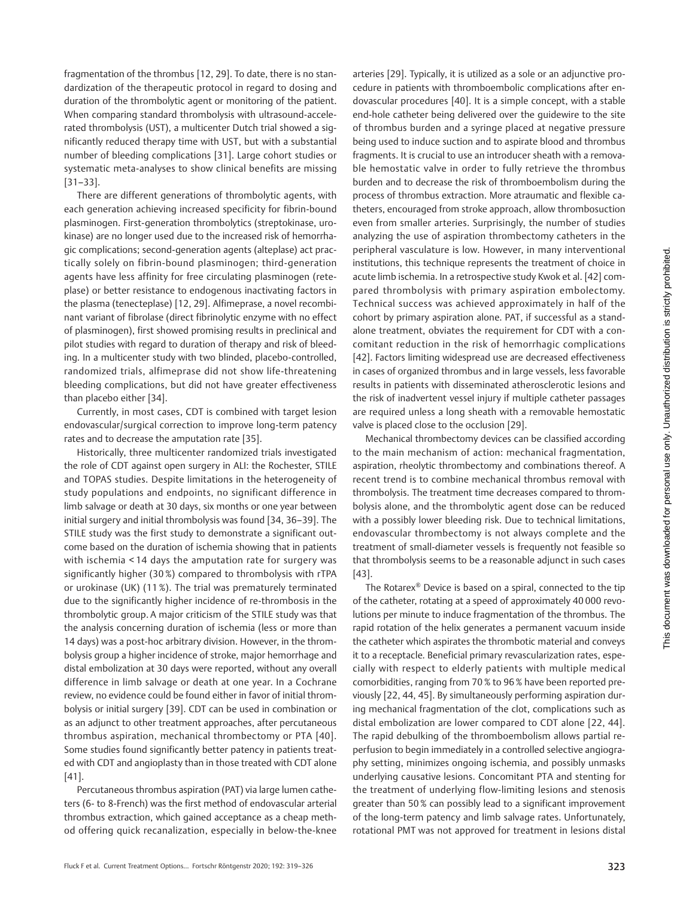fragmentation of the thrombus [12, 29]. To date, there is no standardization of the therapeutic protocol in regard to dosing and duration of the thrombolytic agent or monitoring of the patient. When comparing standard thrombolysis with ultrasound-accelerated thrombolysis (UST), a multicenter Dutch trial showed a significantly reduced therapy time with UST, but with a substantial number of bleeding complications [31]. Large cohort studies or systematic meta-analyses to show clinical benefits are missing [31–33].

There are different generations of thrombolytic agents, with each generation achieving increased specificity for fibrin-bound plasminogen. First-generation thrombolytics (streptokinase, urokinase) are no longer used due to the increased risk of hemorrhagic complications; second-generation agents (alteplase) act practically solely on fibrin-bound plasminogen; third-generation agents have less affinity for free circulating plasminogen (reteplase) or better resistance to endogenous inactivating factors in the plasma (tenecteplase) [12, 29]. Alfimeprase, a novel recombinant variant of fibrolase (direct fibrinolytic enzyme with no effect of plasminogen), first showed promising results in preclinical and pilot studies with regard to duration of therapy and risk of bleeding. In a multicenter study with two blinded, placebo-controlled, randomized trials, alfimeprase did not show life-threatening bleeding complications, but did not have greater effectiveness than placebo either [34].

Currently, in most cases, CDT is combined with target lesion endovascular/surgical correction to improve long-term patency rates and to decrease the amputation rate [35].

Historically, three multicenter randomized trials investigated the role of CDT against open surgery in ALI: the Rochester, STILE and TOPAS studies. Despite limitations in the heterogeneity of study populations and endpoints, no significant difference in limb salvage or death at 30 days, six months or one year between initial surgery and initial thrombolysis was found [34, 36–39]. The STILE study was the first study to demonstrate a significant outcome based on the duration of ischemia showing that in patients with ischemia < 14 days the amputation rate for surgery was significantly higher (30 %) compared to thrombolysis with rTPA or urokinase (UK) (11 %). The trial was prematurely terminated due to the significantly higher incidence of re-thrombosis in the thrombolytic group. A major criticism of the STILE study was that the analysis concerning duration of ischemia (less or more than 14 days) was a post-hoc arbitrary division. However, in the thrombolysis group a higher incidence of stroke, major hemorrhage and distal embolization at 30 days were reported, without any overall difference in limb salvage or death at one year. In a Cochrane review, no evidence could be found either in favor of initial thrombolysis or initial surgery [39]. CDT can be used in combination or as an adjunct to other treatment approaches, after percutaneous thrombus aspiration, mechanical thrombectomy or PTA [40]. Some studies found significantly better patency in patients treated with CDT and angioplasty than in those treated with CDT alone [41].

Percutaneous thrombus aspiration (PAT) via large lumen catheters (6- to 8-French) was the first method of endovascular arterial thrombus extraction, which gained acceptance as a cheap method offering quick recanalization, especially in below-the-knee arteries [29]. Typically, it is utilized as a sole or an adjunctive procedure in patients with thromboembolic complications after endovascular procedures [40]. It is a simple concept, with a stable end-hole catheter being delivered over the guidewire to the site of thrombus burden and a syringe placed at negative pressure being used to induce suction and to aspirate blood and thrombus fragments. It is crucial to use an introducer sheath with a removable hemostatic valve in order to fully retrieve the thrombus burden and to decrease the risk of thromboembolism during the process of thrombus extraction. More atraumatic and flexible catheters, encouraged from stroke approach, allow thrombosuction even from smaller arteries. Surprisingly, the number of studies analyzing the use of aspiration thrombectomy catheters in the peripheral vasculature is low. However, in many interventional institutions, this technique represents the treatment of choice in acute limb ischemia. In a retrospective study Kwok et al. [42] compared thrombolysis with primary aspiration embolectomy. Technical success was achieved approximately in half of the cohort by primary aspiration alone. PAT, if successful as a standalone treatment, obviates the requirement for CDT with a concomitant reduction in the risk of hemorrhagic complications [42]. Factors limiting widespread use are decreased effectiveness in cases of organized thrombus and in large vessels, less favorable results in patients with disseminated atherosclerotic lesions and the risk of inadvertent vessel injury if multiple catheter passages are required unless a long sheath with a removable hemostatic valve is placed close to the occlusion [29].

Mechanical thrombectomy devices can be classified according to the main mechanism of action: mechanical fragmentation, aspiration, rheolytic thrombectomy and combinations thereof. A recent trend is to combine mechanical thrombus removal with thrombolysis. The treatment time decreases compared to thrombolysis alone, and the thrombolytic agent dose can be reduced with a possibly lower bleeding risk. Due to technical limitations, endovascular thrombectomy is not always complete and the treatment of small-diameter vessels is frequently not feasible so that thrombolysis seems to be a reasonable adjunct in such cases [43].

The Rotarex® Device is based on a spiral, connected to the tip of the catheter, rotating at a speed of approximately 40 000 revolutions per minute to induce fragmentation of the thrombus. The rapid rotation of the helix generates a permanent vacuum inside the catheter which aspirates the thrombotic material and conveys it to a receptacle. Beneficial primary revascularization rates, especially with respect to elderly patients with multiple medical comorbidities, ranging from 70 % to 96 % have been reported previously [22, 44, 45]. By simultaneously performing aspiration during mechanical fragmentation of the clot, complications such as distal embolization are lower compared to CDT alone [22, 44]. The rapid debulking of the thromboembolism allows partial reperfusion to begin immediately in a controlled selective angiography setting, minimizes ongoing ischemia, and possibly unmasks underlying causative lesions. Concomitant PTA and stenting for the treatment of underlying flow-limiting lesions and stenosis greater than 50 % can possibly lead to a significant improvement of the long-term patency and limb salvage rates. Unfortunately, rotational PMT was not approved for treatment in lesions distal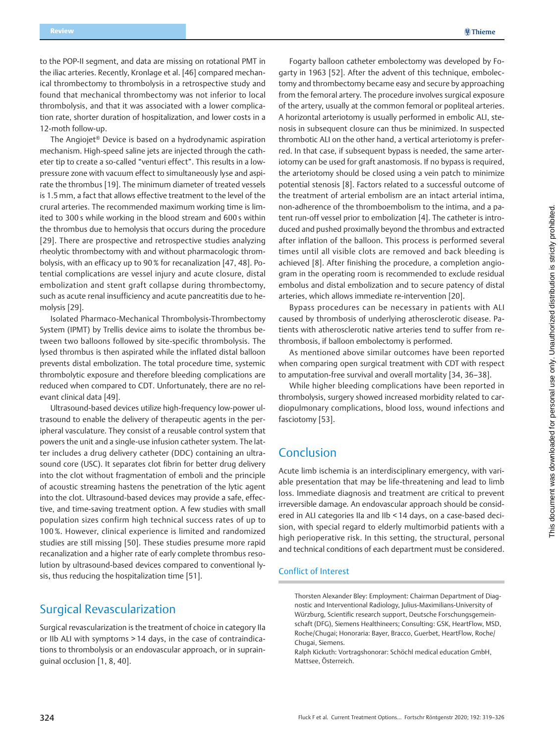to the POP-II segment, and data are missing on rotational PMT in the iliac arteries. Recently, Kronlage et al. [46] compared mechanical thrombectomy to thrombolysis in a retrospective study and found that mechanical thrombectomy was not inferior to local thrombolysis, and that it was associated with a lower complication rate, shorter duration of hospitalization, and lower costs in a 12-moth follow-up.

The Angiojet® Device is based on a hydrodynamic aspiration mechanism. High-speed saline jets are injected through the catheter tip to create a so-called "venturi effect". This results in a low-pressure zone with vacuum effect to simultaneously lyse and aspirate the thrombus [19]. The minimum diameter of treated vessels is 1.5 mm, a fact that allows effective treatment to the level of the crural arteries. The recommended maximum working time is limited to 300 s while working in the blood stream and 600 s within the thrombus due to hemolysis that occurs during the procedure [29]. There are prospective and retrospective studies analyzing rheolytic thrombectomy with and without pharmacologic thrombolysis, with an efficacy up to 90 % for recanalization [47, 48]. Potential complications are vessel injury and acute closure, distal embolization and stent graft collapse during thrombectomy, such as acute renal insufficiency and acute pancreatitis due to hemolysis [29].

Isolated Pharmaco-Mechanical Thrombolysis-Thrombectomy System (IPMT) by Trellis device aims to isolate the thrombus between two balloons followed by site-specific thrombolysis. The lysed thrombus is then aspirated while the inflated distal balloon prevents distal embolization. The total procedure time, systemic thrombolytic exposure and therefore bleeding complications are reduced when compared to CDT. Unfortunately, there are no relevant clinical data [49].

Ultrasound-based devices utilize high-frequency low-power ultrasound to enable the delivery of therapeutic agents in the peripheral vasculature. They consist of a reusable control system that powers the unit and a single-use infusion catheter system. The latter includes a drug delivery catheter (DDC) containing an ultrasound core (USC). It separates clot fibrin for better drug delivery into the clot without fragmentation of emboli and the principle of acoustic streaming hastens the penetration of the lytic agent into the clot. Ultrasound-based devices may provide a safe, effective, and time-saving treatment option. A few studies with small population sizes confirm high technical success rates of up to 100 %. However, clinical experience is limited and randomized studies are still missing [50]. These studies presume more rapid recanalization and a higher rate of early complete thrombus resolution by ultrasound-based devices compared to conventional lysis, thus reducing the hospitalization time [51].

## Surgical Revascularization

Surgical revascularization is the treatment of choice in category IIa or IIb ALI with symptoms > 14 days, in the case of contraindications to thrombolysis or an endovascular approach, or in suprainguinal occlusion [1, 8, 40].

Fogarty balloon catheter embolectomy was developed by Fogarty in 1963 [52]. After the advent of this technique, embolectomy and thrombectomy became easy and secure by approaching from the femoral artery. The procedure involves surgical exposure of the artery, usually at the common femoral or popliteal arteries. A horizontal arteriotomy is usually performed in embolic ALI, stenosis in subsequent closure can thus be minimized. In suspected thrombotic ALI on the other hand, a vertical arteriotomy is preferred. In that case, if subsequent bypass is needed, the same arteriotomy can be used for graft anastomosis. If no bypass is required, the arteriotomy should be closed using a vein patch to minimize potential stenosis [8]. Factors related to a successful outcome of the treatment of arterial embolism are an intact arterial intima, non-adherence of the thromboembolism to the intima, and a patent run-off vessel prior to embolization [4]. The catheter is introduced and pushed proximally beyond the thrombus and extracted after inflation of the balloon. This process is performed several times until all visible clots are removed and back bleeding is achieved [8]. After finishing the procedure, a completion angiogram in the operating room is recommended to exclude residual embolus and distal embolization and to secure patency of distal arteries, which allows immediate re-intervention [20].

Bypass procedures can be necessary in patients with ALI caused by thrombosis of underlying atherosclerotic disease. Patients with atherosclerotic native arteries tend to suffer from rethrombosis, if balloon embolectomy is performed.

As mentioned above similar outcomes have been reported when comparing open surgical treatment with CDT with respect to amputation-free survival and overall mortality [34, 36–38].

While higher bleeding complications have been reported in thrombolysis, surgery showed increased morbidity related to cardiopulmonary complications, blood loss, wound infections and fasciotomy [53].

## Conclusion

Acute limb ischemia is an interdisciplinary emergency, with variable presentation that may be life-threatening and lead to limb loss. Immediate diagnosis and treatment are critical to prevent irreversible damage. An endovascular approach should be considered in ALI categories IIa and IIb < 14 days, on a case-based decision, with special regard to elderly multimorbid patients with a high perioperative risk. In this setting, the structural, personal and technical conditions of each department must be considered.

### Conflict of Interest

Thorsten Alexander Bley: Employment: Chairman Department of Diagnostic and Interventional Radiology, Julius-Maximilians-University of Würzburg, Scientific research support, Deutsche Forschungsgemeinschaft (DFG), Siemens Healthineers; Consulting: GSK, HeartFlow, MSD, Roche/Chugai; Honoraria: Bayer, Bracco, Guerbet, HeartFlow, Roche/Chugai, Siemens.
Ralph Kickuth: Vortragshonorar: Schöchl medical education GmbH, Mattsee, Österreich.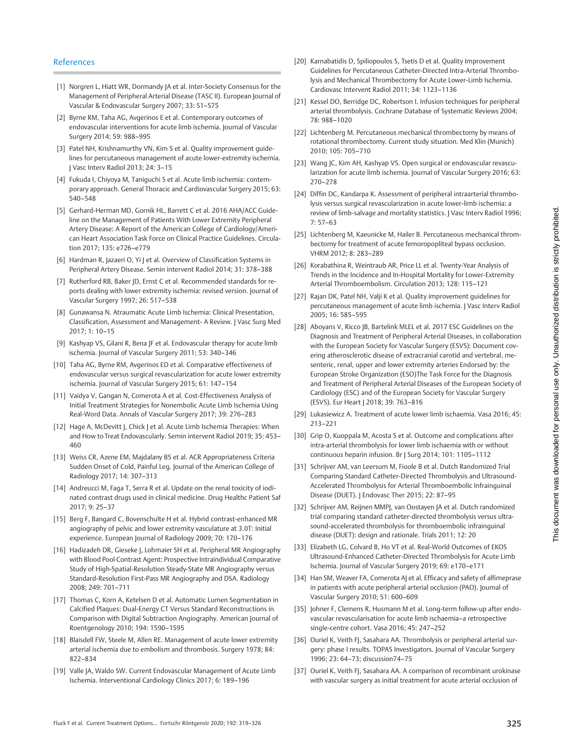## References

[1] Norgren L, Hiatt WR, Dormandy JA et al. Inter-Society Consensus for the Management of Peripheral Arterial Disease (TASC II). European Journal of Vascular & Endovascular Surgery 2007; 33: S1–S75

[2] Byrne RM, Taha AG, Avgerinos E et al. Contemporary outcomes of endovascular interventions for acute limb ischemia. Journal of Vascular Surgery 2014; 59: 988–995

[3] Patel NH, Krishnamurthy VN, Kim S et al. Quality improvement guidelines for percutaneous management of acute lower-extremity ischemia. J Vasc Interv Radiol 2013; 24: 3–15

[4] Fukuda I, Chiyoya M, Taniguchi S et al. Acute limb ischemia: contemporary approach. General Thoracic and Cardiovascular Surgery 2015; 63: 540–548

[5] Gerhard-Herman MD, Gornik HL, Barrett C et al. 2016 AHA/ACC Guideline on the Management of Patients With Lower Extremity Peripheral Artery Disease: A Report of the American College of Cardiology/American Heart Association Task Force on Clinical Practice Guidelines. Circulation 2017; 135: e726–e779

[6] Hardman R, Jazaeri O, Yi J et al. Overview of Classification Systems in Peripheral Artery Disease. Semin intervent Radiol 2014; 31: 378–388

[7] Rutherford RB, Baker JD, Ernst C et al. Recommended standards for reports dealing with lower extremity ischemia: revised version. Journal of Vascular Surgery 1997; 26: 517–538

[8] Gunawansa N. Atraumatic Acute Limb Ischemia: Clinical Presentation, Classification, Assessment and Management- A Review. J Vasc Surg Med 2017; 1: 10–15

[9] Kashyap VS, Gilani R, Bena JF et al. Endovascular therapy for acute limb ischemia. Journal of Vascular Surgery 2011; 53: 340–346

[10] Taha AG, Byrne RM, Avgerinos ED et al. Comparative effectiveness of endovascular versus surgical revascularization for acute lower extremity ischemia. Journal of Vascular Surgery 2015; 61: 147–154

[11] Vaidya V, Gangan N, Comerota A et al. Cost-Effectiveness Analysis of Initial Treatment Strategies for Nonembolic Acute Limb Ischemia Using Real-Word Data. Annals of Vascular Surgery 2017; 39: 276–283

[12] Hage A, McDevitt J, Chick J et al. Acute Limb Ischemia Therapies: When and How to Treat Endovascularly. Semin intervent Radiol 2019; 35: 453–460

[13] Weiss CR, Azene EM, Majdalany BS et al. ACR Appropriateness Criteria Sudden Onset of Cold, Painful Leg. Journal of the American College of Radiology 2017; 14: 307–313

[14] Andreucci M, Faga T, Serra R et al. Update on the renal toxicity of iodinated contrast drugs used in clinical medicine. Drug Healthc Patient Saf 2017; 9: 25–37

[15] Berg F, Bangard C, Bovenschulte H et al. Hybrid contrast-enhanced MR angiography of pelvic and lower extremity vasculature at 3.0T: Initial experience. European Journal of Radiology 2009; 70: 170–176

[16] Hadizadeh DR, Gieseke J, Lohmaier SH et al. Peripheral MR Angiography with Blood Pool Contrast Agent: Prospective Intraindividual Comparative Study of High-Spatial-Resolution Steady-State MR Angiography versus Standard-Resolution First-Pass MR Angiography and DSA. Radiology 2008; 249: 701–711

[17] Thomas C, Korn A, Ketelsen D et al. Automatic Lumen Segmentation in Calcified Plaques: Dual-Energy CT Versus Standard Reconstructions in Comparison with Digital Subtraction Angiography. American Journal of Roentgenology 2010; 194: 1590–1595

[18] Blaisdell FW, Steele M, Allen RE. Management of acute lower extremity arterial ischemia due to embolism and thrombosis. Surgery 1978; 84: 822–834

[19] Valle JA, Waldo SW. Current Endovascular Management of Acute Limb Ischemia. Interventional Cardiology Clinics 2017; 6: 189–196

[20] Karnabatidis D, Spiliopoulos S, Tsetis D et al. Quality Improvement Guidelines for Percutaneous Catheter-Directed Intra-Arterial Thrombolysis and Mechanical Thrombectomy for Acute Lower-Limb Ischemia. Cardiovasc Intervent Radiol 2011; 34: 1123–1136

[21] Kessel DO, Berridge DC, Robertson I. Infusion techniques for peripheral arterial thrombolysis. Cochrane Database of Systematic Reviews 2004; 78: 988–1020

[22] Lichtenberg M. Percutaneous mechanical thrombectomy by means of rotational thrombectomy. Current study situation. Med Klin (Munich) 2010; 105: 705–710

[23] Wang JC, Kim AH, Kashyap VS. Open surgical or endovascular revascularization for acute limb ischemia. Journal of Vascular Surgery 2016; 63: 270–278

[24] Diffin DC, Kandarpa K. Assessment of peripheral intraarterial thrombolysis versus surgical revascularization in acute lower-limb ischemia: a review of limb-salvage and mortality statistics. J Vasc Interv Radiol 1996; 7: 57–63

[25] Lichtenberg M, Kaeunicke M, Hailer B. Percutaneous mechanical thrombectomy for treatment of acute femoropopliteal bypass occlusion. VHRM 2012; 8: 283–289

[26] Korabathina R, Weintraub AR, Price LL et al. Twenty-Year Analysis of Trends in the Incidence and In-Hospital Mortality for Lower-Extremity Arterial Thromboembolism. Circulation 2013; 128: 115–121

[27] Rajan DK, Patel NH, Valji K et al. Quality improvement guidelines for percutaneous management of acute limb ischemia. J Vasc Interv Radiol 2005; 16: 585–595

[28] Aboyans V, Ricco JB, Bartelink MLEL et al. 2017 ESC Guidelines on the Diagnosis and Treatment of Peripheral Arterial Diseases, in collaboration with the European Society for Vascular Surgery (ESVS): Document covering atherosclerotic disease of extracranial carotid and vertebral, mesenteric, renal, upper and lower extremity arteries Endorsed by: the European Stroke Organization (ESO)The Task Force for the Diagnosis and Treatment of Peripheral Arterial Diseases of the European Society of Cardiology (ESC) and of the European Society for Vascular Surgery (ESVS). Eur Heart J 2018; 39: 763–816

[29] Lukasiewicz A. Treatment of acute lower limb ischaemia. Vasa 2016; 45: 213–221

[30] Grip O, Kuoppala M, Acosta S et al. Outcome and complications after intra-arterial thrombolysis for lower limb ischaemia with or without continuous heparin infusion. Br J Surg 2014; 101: 1105–1112

[31] Schrijver AM, van Leersum M, Fioole B et al. Dutch Randomized Trial Comparing Standard Catheter-Directed Thrombolysis and Ultrasound-Accelerated Thrombolysis for Arterial Thromboembolic Infrainguinal Disease (DUET). J Endovasc Ther 2015; 22: 87–95

[32] Schrijver AM, Reijnen MMPJ, van Oostayen JA et al. Dutch randomized trial comparing standard catheter-directed thrombolysis versus ultrasound-accelerated thrombolysis for thromboembolic infrainguinal disease (DUET): design and rationale. Trials 2011; 12: 20

[33] Elizabeth LG, Colvard B, Ho VT et al. Real-World Outcomes of EKOS Ultrasound-Enhanced Catheter-Directed Thrombolysis for Acute Limb Ischemia. Journal of Vascular Surgery 2019; 69: e170–e171

[34] Han SM, Weaver FA, Comerota AJ et al. Efficacy and safety of alfimeprase in patients with acute peripheral arterial occlusion (PAO). Journal of Vascular Surgery 2010; 51: 600–609

[35] Johner F, Clemens R, Husmann M et al. Long-term follow-up after endovascular revascularisation for acute limb ischaemia–a retrospective single-centre cohort. Vasa 2016; 45: 247–252

[36] Ouriel K, Veith FJ, Sasahara AA. Thrombolysis or peripheral arterial surgery: phase I results. TOPAS Investigators. Journal of Vascular Surgery 1996; 23: 64–73; discussion74–75

[37] Ouriel K, Veith FJ, Sasahara AA. A comparison of recombinant urokinase with vascular surgery as initial treatment for acute arterial occlusion of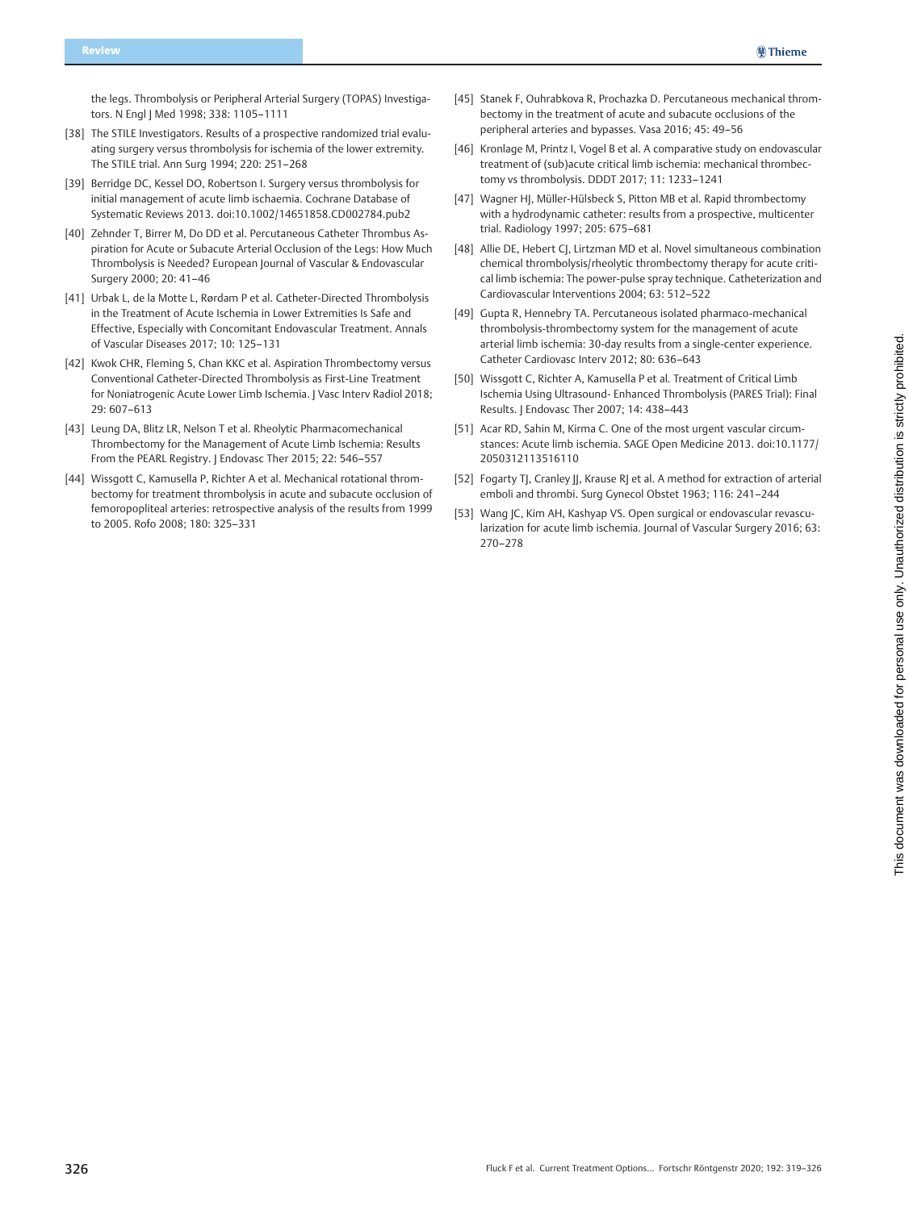the legs. Thrombolysis or Peripheral Arterial Surgery (TOPAS) Investigators. N Engl J Med 1998; 338: 1105–1111

[38] The STILE Investigators. Results of a prospective randomized trial evaluating surgery versus thrombolysis for ischemia of the lower extremity. The STILE trial. Ann Surg 1994; 220: 251–268

[39] Berridge DC, Kessel DO, Robertson I. Surgery versus thrombolysis for initial management of acute limb ischaemia. Cochrane Database of Systematic Reviews 2013. doi:10.1002/14651858.CD002784.pub2

[40] Zehnder T, Birrer M, Do DD et al. Percutaneous Catheter Thrombus Aspiration for Acute or Subacute Arterial Occlusion of the Legs: How Much Thrombolysis is Needed? European Journal of Vascular & Endovascular Surgery 2000; 20: 41–46

[41] Urbak L, de la Motte L, Rørdam P et al. Catheter-Directed Thrombolysis in the Treatment of Acute Ischemia in Lower Extremities Is Safe and Effective, Especially with Concomitant Endovascular Treatment. Annals of Vascular Diseases 2017; 10: 125–131

[42] Kwok CHR, Fleming S, Chan KKC et al. Aspiration Thrombectomy versus Conventional Catheter-Directed Thrombolysis as First-Line Treatment for Noniatrogenic Acute Lower Limb Ischemia. J Vasc Interv Radiol 2018; 29: 607–613

[43] Leung DA, Blitz LR, Nelson T et al. Rheolytic Pharmacomechanical Thrombectomy for the Management of Acute Limb Ischemia: Results From the PEARL Registry. J Endovasc Ther 2015; 22: 546–557

[44] Wissgott C, Kamusella P, Richter A et al. Mechanical rotational thrombectomy for treatment thrombolysis in acute and subacute occlusion of femoropopliteal arteries: retrospective analysis of the results from 1999 to 2005. Rofo 2008; 180: 325–331

[45] Stanek F, Ouhrabkova R, Prochazka D. Percutaneous mechanical thrombectomy in the treatment of acute and subacute occlusions of the peripheral arteries and bypasses. Vasa 2016; 45: 49–56

[46] Kronlage M, Printz I, Vogel B et al. A comparative study on endovascular treatment of (sub)acute critical limb ischemia: mechanical thrombectomy vs thrombolysis. DDDT 2017; 11: 1233–1241

[47] Wagner HJ, Müller-Hülsbeck S, Pitton MB et al. Rapid thrombectomy with a hydrodynamic catheter: results from a prospective, multicenter trial. Radiology 1997; 205: 675–681

[48] Allie DE, Hebert CJ, Lirtzman MD et al. Novel simultaneous combination chemical thrombolysis/rheolytic thrombectomy therapy for acute critical limb ischemia: The power-pulse spray technique. Catheterization and Cardiovascular Interventions 2004; 63: 512–522

[49] Gupta R, Hennebry TA. Percutaneous isolated pharmaco-mechanical thrombolysis-thrombectomy system for the management of acute arterial limb ischemia: 30-day results from a single-center experience. Catheter Cardiovasc Interv 2012; 80: 636–643

[50] Wissgott C, Richter A, Kamusella P et al. Treatment of Critical Limb Ischemia Using Ultrasound- Enhanced Thrombolysis (PARES Trial): Final Results. J Endovasc Ther 2007; 14: 438–443

[51] Acar RD, Sahin M, Kirma C. One of the most urgent vascular circumstances: Acute limb ischemia. SAGE Open Medicine 2013. doi:10.1177/2050312113516110

[52] Fogarty TJ, Cranley JJ, Krause RJ et al. A method for extraction of arterial emboli and thrombi. Surg Gynecol Obstet 1963; 116: 241–244

[53] Wang JC, Kim AH, Kashyap VS. Open surgical or endovascular revascularization for acute limb ischemia. Journal of Vascular Surgery 2016; 63: 270–278